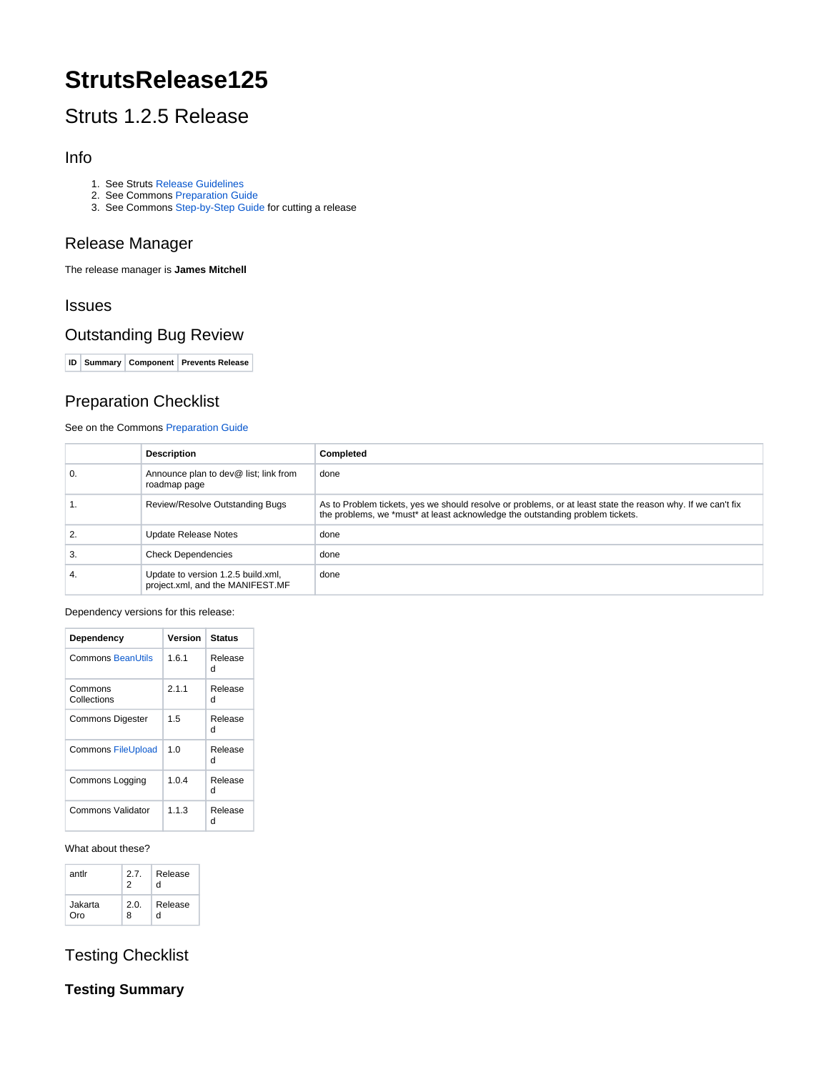# StrutsRelease125

## Struts 1.2.5 Release

### Info

1. See Struts Release Guidelines
2. See Commons Preparation Guide
3. See Commons Step-by-Step Guide for cutting a release

### Release Manager

The release manager is **James Mitchell**

### Issues

### Outstanding Bug Review

| ID | Summary | Component | Prevents Release |
|---|---|---|---|

### Preparation Checklist

See on the Commons Preparation Guide

| | Description | Completed |
|---|---|---|
| 0. | Announce plan to dev@ list; link from roadmap page | done |
| 1. | Review/Resolve Outstanding Bugs | As to Problem tickets, yes we should resolve or problems, or at least state the reason why. If we can't fix the problems, we *must* at least acknowledge the outstanding problem tickets. |
| 2. | Update Release Notes | done |
| 3. | Check Dependencies | done |
| 4. | Update to version 1.2.5 build.xml, project.xml, and the MANIFEST.MF | done |

Dependency versions for this release:

| Dependency | Version | Status |
|---|---|---|
| Commons BeanUtils | 1.6.1 | Released |
| Commons Collections | 2.1.1 | Released |
| Commons Digester | 1.5 | Released |
| Commons FileUpload | 1.0 | Released |
| Commons Logging | 1.0.4 | Released |
| Commons Validator | 1.1.3 | Released |

What about these?

| | | |
|---|---|---|
| antlr | 2.7.2 | Released |
| Jakarta Oro | 2.0.8 | Released |

### Testing Checklist

#### Testing Summary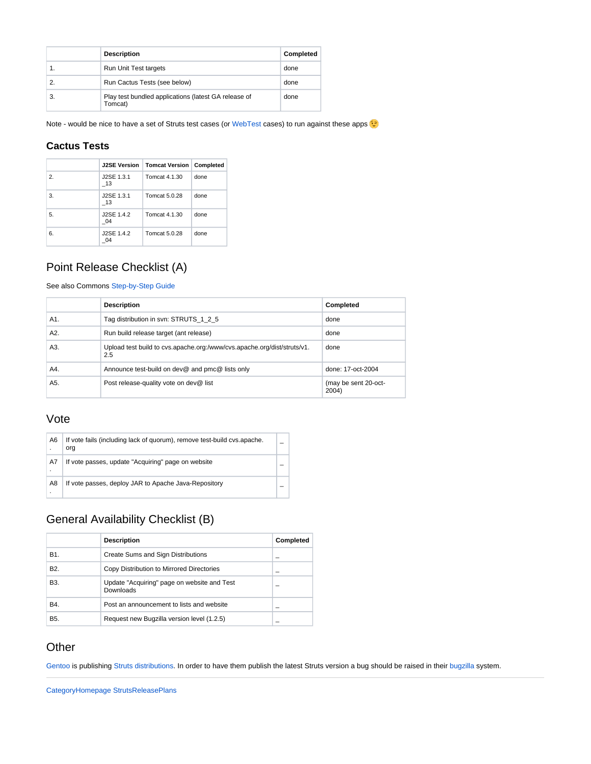| | Description | Completed |
|---|---|---|
| 1. | Run Unit Test targets | done |
| 2. | Run Cactus Tests (see below) | done |
| 3. | Play test bundled applications (latest GA release of Tomcat) | done |

Note - would be nice to have a set of Struts test cases (or WebTest cases) to run against these apps 😉

### Cactus Tests

| | J2SE Version | Tomcat Version | Completed |
|---|---|---|---|
| 2. | J2SE 1.3.1_13 | Tomcat 4.1.30 | done |
| 3. | J2SE 1.3.1_13 | Tomcat 5.0.28 | done |
| 5. | J2SE 1.4.2_04 | Tomcat 4.1.30 | done |
| 6. | J2SE 1.4.2_04 | Tomcat 5.0.28 | done |

## Point Release Checklist (A)

See also Commons Step-by-Step Guide

| | Description | Completed |
|---|---|---|
| A1. | Tag distribution in svn: STRUTS_1_2_5 | done |
| A2. | Run build release target (ant release) | done |
| A3. | Upload test build to cvs.apache.org:/www/cvs.apache.org/dist/struts/v1.2.5 | done |
| A4. | Announce test-build on dev@ and pmc@ lists only | done: 17-oct-2004 |
| A5. | Post release-quality vote on dev@ list | (may be sent 20-oct-2004) |

## Vote

| | | |
|---|---|---|
| A6. | If vote fails (including lack of quorum), remove test-build cvs.apache.org | _ |
| A7. | If vote passes, update "Acquiring" page on website | _ |
| A8. | If vote passes, deploy JAR to Apache Java-Repository | _ |

## General Availability Checklist (B)

| | Description | Completed |
|---|---|---|
| B1. | Create Sums and Sign Distributions | _ |
| B2. | Copy Distribution to Mirrored Directories | _ |
| B3. | Update "Acquiring" page on website and Test Downloads | _ |
| B4. | Post an announcement to lists and website | _ |
| B5. | Request new Bugzilla version level (1.2.5) | _ |

## Other

Gentoo is publishing Struts distributions. In order to have them publish the latest Struts version a bug should be raised in their bugzilla system.

---

CategoryHomepage StrutsReleasePlans